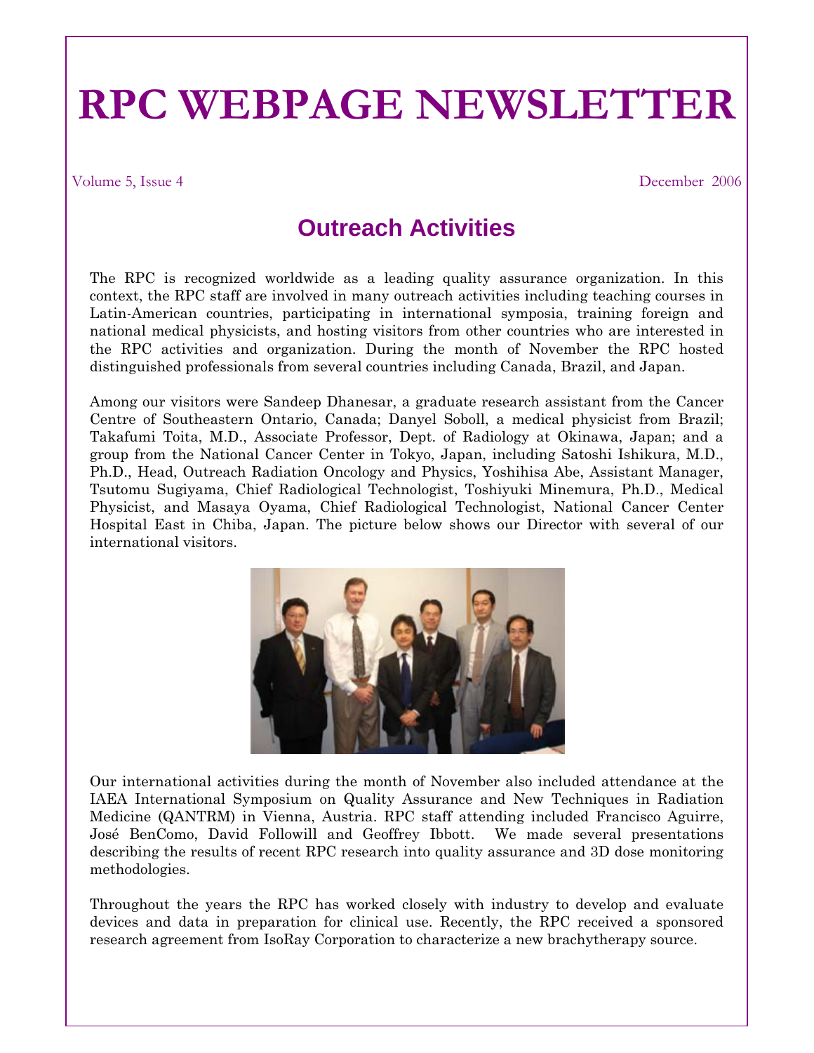# RPC WEBPAGE NEWSLETTER

Volume 5, Issue 4 December 2006

## Outreach Activities

The RPC is recognized worldwide as a leading quality assurance organization. In this context, the RPC staff are involved in many outreach activities including teaching courses in Latin-American countries, participating in international symposia, training foreign and national medical physicists, and hosting visitors from other countries who are interested in the RPC activities and organization. During the month of November the RPC hosted distinguished professionals from several countries including Canada, Brazil, and Japan.

Among our visitors were Sandeep Dhanesar, a graduate research assistant from the Cancer Centre of Southeastern Ontario, Canada; Danyel Soboll, a medical physicist from Brazil; Takafumi Toita, M.D., Associate Professor, Dept. of Radiology at Okinawa, Japan; and a group from the National Cancer Center in Tokyo, Japan, including Satoshi Ishikura, M.D., Ph.D., Head, Outreach Radiation Oncology and Physics, Yoshihisa Abe, Assistant Manager, Tsutomu Sugiyama, Chief Radiological Technologist, Toshiyuki Minemura, Ph.D., Medical Physicist, and Masaya Oyama, Chief Radiological Technologist, National Cancer Center Hospital East in Chiba, Japan. The picture below shows our Director with several of our international visitors.

Our international activities during the month of November also included attendance at the IAEA International Symposium on Quality Assurance and New Techniques in Radiation Medicine (QANTRM) in Vienna, Austria. RPC staff attending included Francisco Aguirre, José BenComo, David Followill and Geoffrey Ibbott. We made several presentations describing the results of recent RPC research into quality assurance and 3D dose monitoring methodologies.

Throughout the years the RPC has worked closely with industry to develop and evaluate devices and data in preparation for clinical use. Recently, the RPC received a sponsored research agreement from IsoRay Corporation to characterize a new brachytherapy source.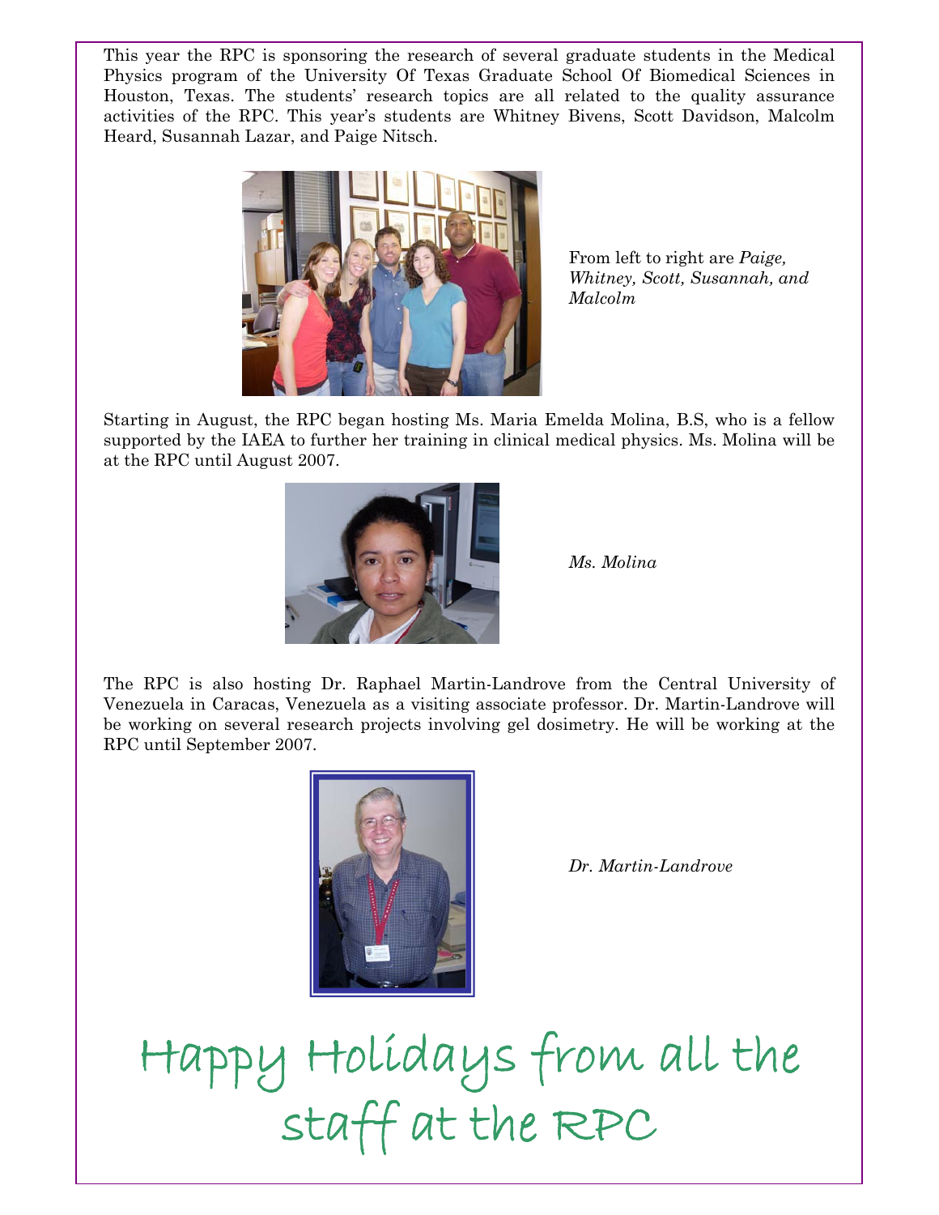This year the RPC is sponsoring the research of several graduate students in the Medical Physics program of the University Of Texas Graduate School Of Biomedical Sciences in Houston, Texas. The students' research topics are all related to the quality assurance activities of the RPC. This year's students are Whitney Bivens, Scott Davidson, Malcolm Heard, Susannah Lazar, and Paige Nitsch.

From left to right are *Paige, Whitney, Scott, Susannah, and Malcolm*

Starting in August, the RPC began hosting Ms. Maria Emelda Molina, B.S, who is a fellow supported by the IAEA to further her training in clinical medical physics. Ms. Molina will be at the RPC until August 2007.

*Ms. Molina*

The RPC is also hosting Dr. Raphael Martin-Landrove from the Central University of Venezuela in Caracas, Venezuela as a visiting associate professor. Dr. Martin-Landrove will be working on several research projects involving gel dosimetry. He will be working at the RPC until September 2007.

*Dr. Martin-Landrove*

# Happy Holidays from all the staff at the RPC